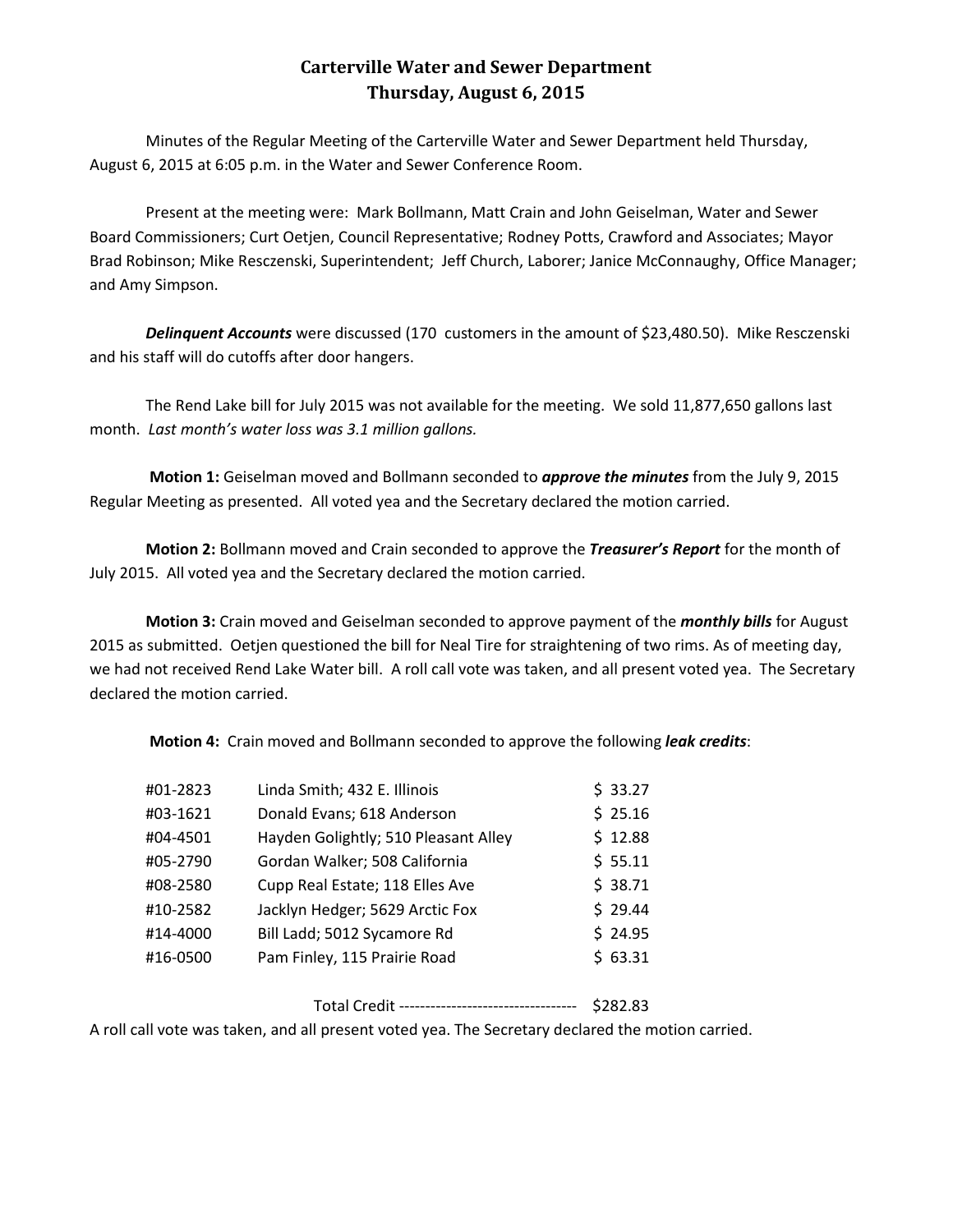# Carterville Water and Sewer Department
## Thursday, August 6, 2015

Minutes of the Regular Meeting of the Carterville Water and Sewer Department held Thursday, August 6, 2015 at 6:05 p.m. in the Water and Sewer Conference Room.

Present at the meeting were: Mark Bollmann, Matt Crain and John Geiselman, Water and Sewer Board Commissioners; Curt Oetjen, Council Representative; Rodney Potts, Crawford and Associates; Mayor Brad Robinson; Mike Resczenski, Superintendent; Jeff Church, Laborer; Janice McConnaughy, Office Manager; and Amy Simpson.

***Delinquent Accounts*** were discussed (170 customers in the amount of $23,480.50). Mike Resczenski and his staff will do cutoffs after door hangers.

The Rend Lake bill for July 2015 was not available for the meeting. We sold 11,877,650 gallons last month. *Last month's water loss was 3.1 million gallons.*

**Motion 1:** Geiselman moved and Bollmann seconded to ***approve the minutes*** from the July 9, 2015 Regular Meeting as presented. All voted yea and the Secretary declared the motion carried.

**Motion 2:** Bollmann moved and Crain seconded to approve the ***Treasurer's Report*** for the month of July 2015. All voted yea and the Secretary declared the motion carried.

**Motion 3:** Crain moved and Geiselman seconded to approve payment of the ***monthly bills*** for August 2015 as submitted. Oetjen questioned the bill for Neal Tire for straightening of two rims. As of meeting day, we had not received Rend Lake Water bill. A roll call vote was taken, and all present voted yea. The Secretary declared the motion carried.

**Motion 4:** Crain moved and Bollmann seconded to approve the following ***leak credits***:

| | | |
|---|---|---|
| #01-2823 | Linda Smith; 432 E. Illinois | $ 33.27 |
| #03-1621 | Donald Evans; 618 Anderson | $ 25.16 |
| #04-4501 | Hayden Golightly; 510 Pleasant Alley | $ 12.88 |
| #05-2790 | Gordan Walker; 508 California | $ 55.11 |
| #08-2580 | Cupp Real Estate; 118 Elles Ave | $ 38.71 |
| #10-2582 | Jacklyn Hedger; 5629 Arctic Fox | $ 29.44 |
| #14-4000 | Bill Ladd; 5012 Sycamore Rd | $ 24.95 |
| #16-0500 | Pam Finley, 115 Prairie Road | $ 63.31 |
| | Total Credit ---------------------------------- | $282.83 |

A roll call vote was taken, and all present voted yea. The Secretary declared the motion carried.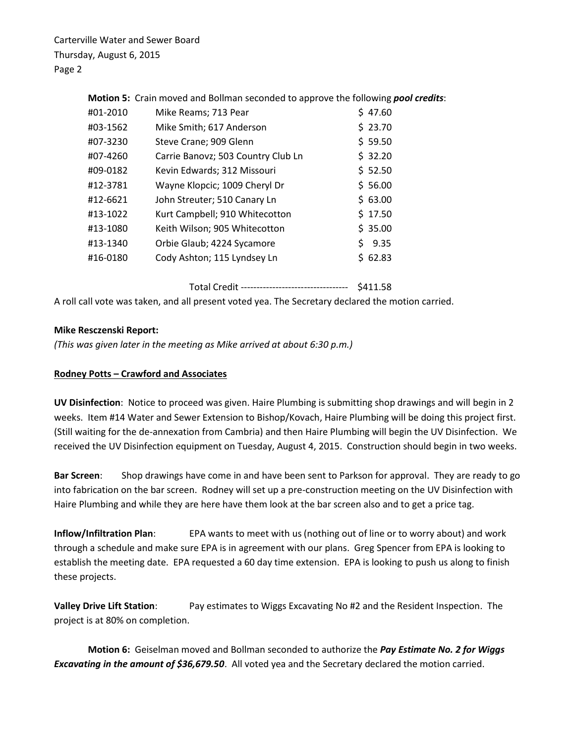**Motion 5:** Crain moved and Bollman seconded to approve the following ***pool credits***:

| | | |
|---|---|---|
| #01-2010 | Mike Reams; 713 Pear | $ 47.60 |
| #03-1562 | Mike Smith; 617 Anderson | $ 23.70 |
| #07-3230 | Steve Crane; 909 Glenn | $ 59.50 |
| #07-4260 | Carrie Banovz; 503 Country Club Ln | $ 32.20 |
| #09-0182 | Kevin Edwards; 312 Missouri | $ 52.50 |
| #12-3781 | Wayne Klopcic; 1009 Cheryl Dr | $ 56.00 |
| #12-6621 | John Streuter; 510 Canary Ln | $ 63.00 |
| #13-1022 | Kurt Campbell; 910 Whitecotton | $ 17.50 |
| #13-1080 | Keith Wilson; 905 Whitecotton | $ 35.00 |
| #13-1340 | Orbie Glaub; 4224 Sycamore | $ 9.35 |
| #16-0180 | Cody Ashton; 115 Lyndsey Ln | $ 62.83 |

Total Credit ---------------------------------- $411.58

A roll call vote was taken, and all present voted yea. The Secretary declared the motion carried.

**Mike Resczenski Report:**

*(This was given later in the meeting as Mike arrived at about 6:30 p.m.)*

**Rodney Potts – Crawford and Associates**

**UV Disinfection**: Notice to proceed was given. Haire Plumbing is submitting shop drawings and will begin in 2 weeks. Item #14 Water and Sewer Extension to Bishop/Kovach, Haire Plumbing will be doing this project first. (Still waiting for the de-annexation from Cambria) and then Haire Plumbing will begin the UV Disinfection. We received the UV Disinfection equipment on Tuesday, August 4, 2015. Construction should begin in two weeks.

**Bar Screen**: Shop drawings have come in and have been sent to Parkson for approval. They are ready to go into fabrication on the bar screen. Rodney will set up a pre-construction meeting on the UV Disinfection with Haire Plumbing and while they are here have them look at the bar screen also and to get a price tag.

**Inflow/Infiltration Plan**: EPA wants to meet with us (nothing out of line or to worry about) and work through a schedule and make sure EPA is in agreement with our plans. Greg Spencer from EPA is looking to establish the meeting date. EPA requested a 60 day time extension. EPA is looking to push us along to finish these projects.

**Valley Drive Lift Station**: Pay estimates to Wiggs Excavating No #2 and the Resident Inspection. The project is at 80% on completion.

**Motion 6:** Geiselman moved and Bollman seconded to authorize the ***Pay Estimate No. 2 for Wiggs Excavating in the amount of $36,679.50***. All voted yea and the Secretary declared the motion carried.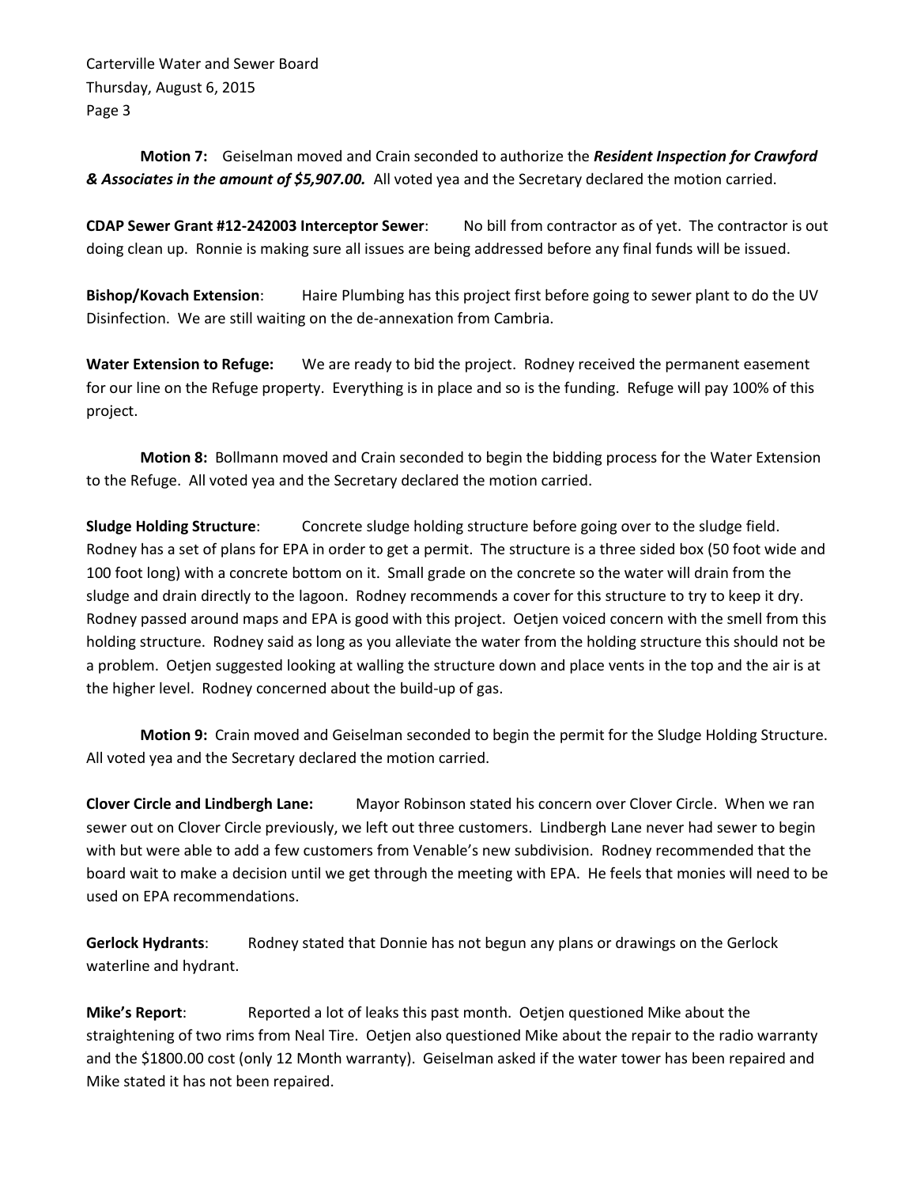**Motion 7:** Geiselman moved and Crain seconded to authorize the ***Resident Inspection for Crawford & Associates in the amount of $5,907.00.*** All voted yea and the Secretary declared the motion carried.

**CDAP Sewer Grant #12-242003 Interceptor Sewer**: No bill from contractor as of yet. The contractor is out doing clean up. Ronnie is making sure all issues are being addressed before any final funds will be issued.

**Bishop/Kovach Extension**: Haire Plumbing has this project first before going to sewer plant to do the UV Disinfection. We are still waiting on the de-annexation from Cambria.

**Water Extension to Refuge:** We are ready to bid the project. Rodney received the permanent easement for our line on the Refuge property. Everything is in place and so is the funding. Refuge will pay 100% of this project.

**Motion 8:** Bollmann moved and Crain seconded to begin the bidding process for the Water Extension to the Refuge. All voted yea and the Secretary declared the motion carried.

**Sludge Holding Structure**: Concrete sludge holding structure before going over to the sludge field. Rodney has a set of plans for EPA in order to get a permit. The structure is a three sided box (50 foot wide and 100 foot long) with a concrete bottom on it. Small grade on the concrete so the water will drain from the sludge and drain directly to the lagoon. Rodney recommends a cover for this structure to try to keep it dry. Rodney passed around maps and EPA is good with this project. Oetjen voiced concern with the smell from this holding structure. Rodney said as long as you alleviate the water from the holding structure this should not be a problem. Oetjen suggested looking at walling the structure down and place vents in the top and the air is at the higher level. Rodney concerned about the build-up of gas.

**Motion 9:** Crain moved and Geiselman seconded to begin the permit for the Sludge Holding Structure. All voted yea and the Secretary declared the motion carried.

**Clover Circle and Lindbergh Lane:** Mayor Robinson stated his concern over Clover Circle. When we ran sewer out on Clover Circle previously, we left out three customers. Lindbergh Lane never had sewer to begin with but were able to add a few customers from Venable's new subdivision. Rodney recommended that the board wait to make a decision until we get through the meeting with EPA. He feels that monies will need to be used on EPA recommendations.

**Gerlock Hydrants**: Rodney stated that Donnie has not begun any plans or drawings on the Gerlock waterline and hydrant.

**Mike's Report**: Reported a lot of leaks this past month. Oetjen questioned Mike about the straightening of two rims from Neal Tire. Oetjen also questioned Mike about the repair to the radio warranty and the $1800.00 cost (only 12 Month warranty). Geiselman asked if the water tower has been repaired and Mike stated it has not been repaired.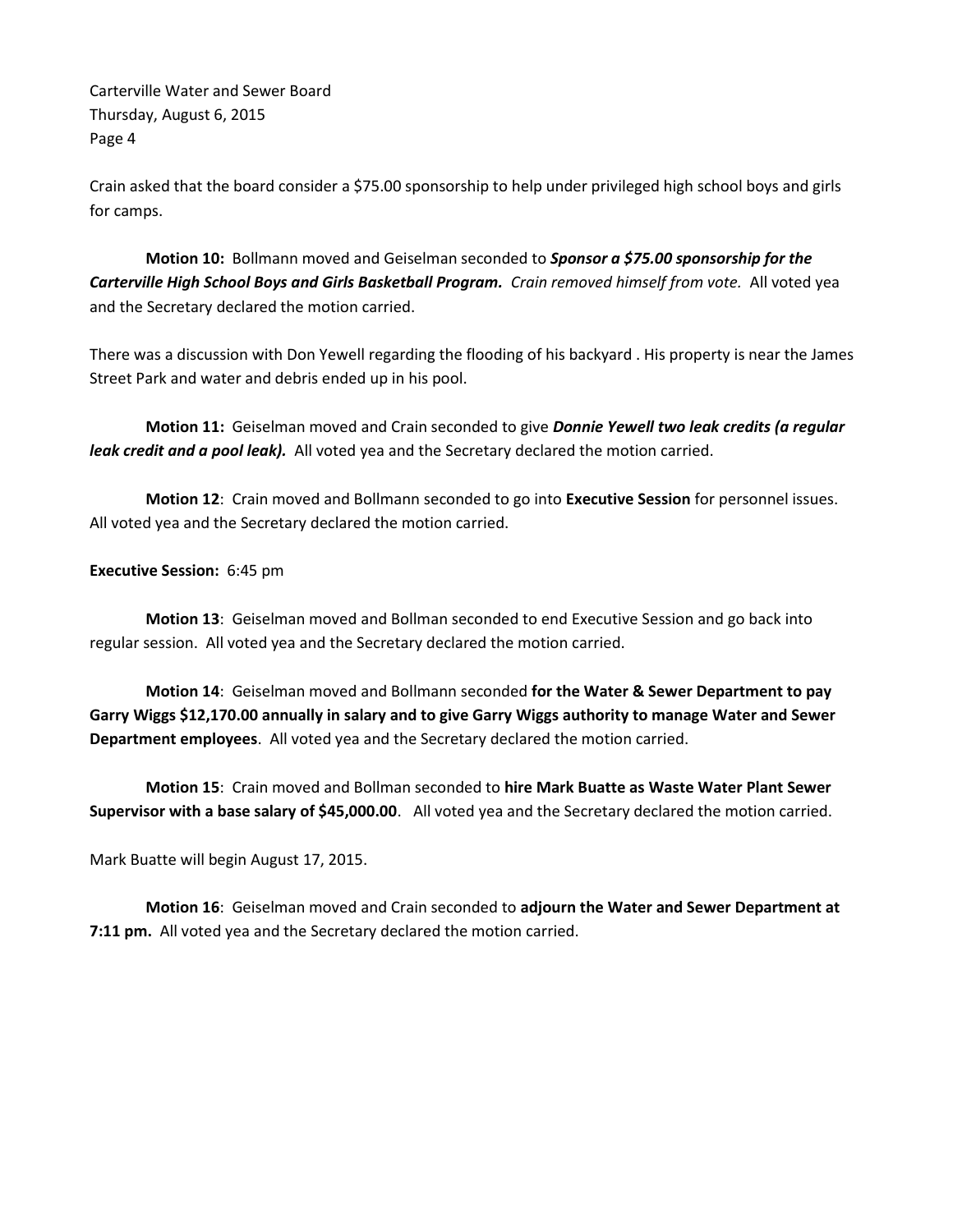Crain asked that the board consider a $75.00 sponsorship to help under privileged high school boys and girls for camps.

**Motion 10:** Bollmann moved and Geiselman seconded to ***Sponsor a $75.00 sponsorship for the Carterville High School Boys and Girls Basketball Program.*** *Crain removed himself from vote.* All voted yea and the Secretary declared the motion carried.

There was a discussion with Don Yewell regarding the flooding of his backyard . His property is near the James Street Park and water and debris ended up in his pool.

**Motion 11:** Geiselman moved and Crain seconded to give ***Donnie Yewell two leak credits (a regular leak credit and a pool leak).*** All voted yea and the Secretary declared the motion carried.

**Motion 12**: Crain moved and Bollmann seconded to go into **Executive Session** for personnel issues. All voted yea and the Secretary declared the motion carried.

**Executive Session:** 6:45 pm

**Motion 13**: Geiselman moved and Bollman seconded to end Executive Session and go back into regular session. All voted yea and the Secretary declared the motion carried.

**Motion 14**: Geiselman moved and Bollmann seconded **for the Water & Sewer Department to pay Garry Wiggs $12,170.00 annually in salary and to give Garry Wiggs authority to manage Water and Sewer Department employees**. All voted yea and the Secretary declared the motion carried.

**Motion 15**: Crain moved and Bollman seconded to **hire Mark Buatte as Waste Water Plant Sewer Supervisor with a base salary of $45,000.00**. All voted yea and the Secretary declared the motion carried.

Mark Buatte will begin August 17, 2015.

**Motion 16**: Geiselman moved and Crain seconded to **adjourn the Water and Sewer Department at 7:11 pm.** All voted yea and the Secretary declared the motion carried.